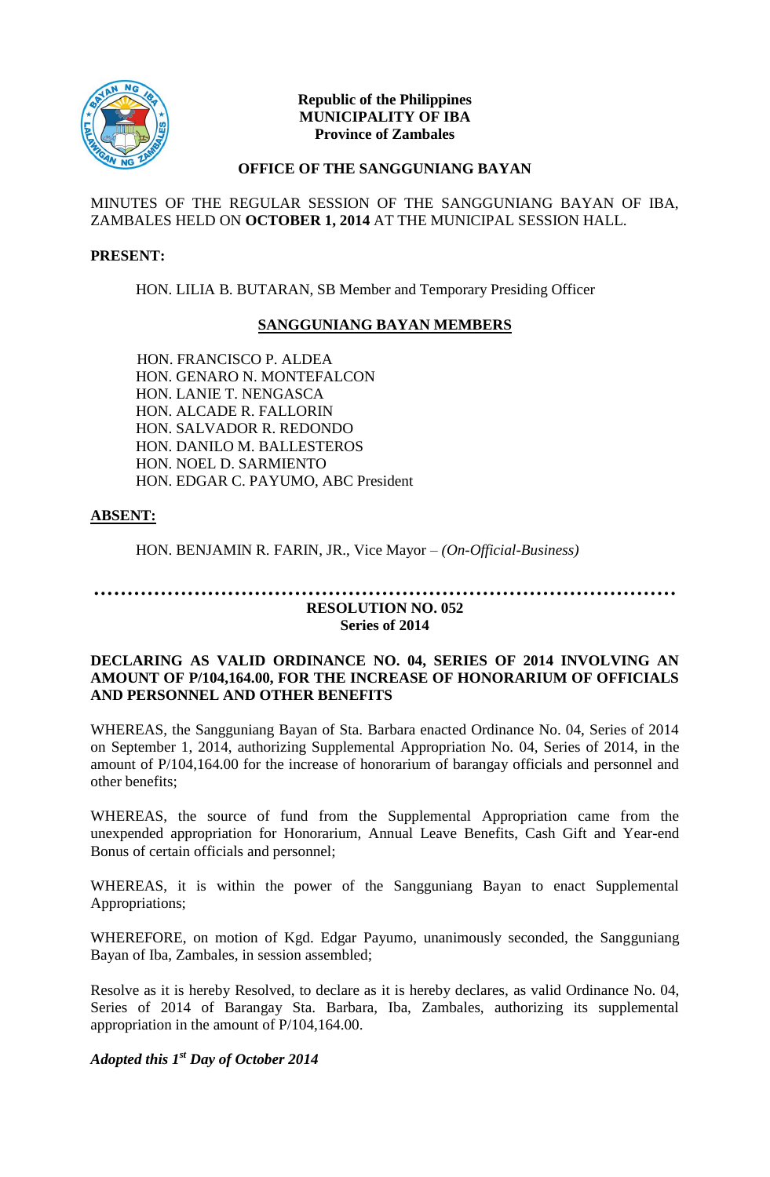**Republic of the Philippines**
**MUNICIPALITY OF IBA**
**Province of Zambales**

**OFFICE OF THE SANGGUNIANG BAYAN**

MINUTES OF THE REGULAR SESSION OF THE SANGGUNIANG BAYAN OF IBA, ZAMBALES HELD ON **OCTOBER 1, 2014** AT THE MUNICIPAL SESSION HALL.

**PRESENT:**

HON. LILIA B. BUTARAN, SB Member and Temporary Presiding Officer

**SANGGUNIANG BAYAN MEMBERS**

HON. FRANCISCO P. ALDEA
HON. GENARO N. MONTEFALCON
HON. LANIE T. NENGASCA
HON. ALCADE R. FALLORIN
HON. SALVADOR R. REDONDO
HON. DANILO M. BALLESTEROS
HON. NOEL D. SARMIENTO
HON. EDGAR C. PAYUMO, ABC President

**ABSENT:**

HON. BENJAMIN R. FARIN, JR., Vice Mayor – *(On-Official-Business)*

…………………………………………………………………………………

**RESOLUTION NO. 052**
**Series of 2014**

**DECLARING AS VALID ORDINANCE NO. 04, SERIES OF 2014 INVOLVING AN AMOUNT OF P/104,164.00, FOR THE INCREASE OF HONORARIUM OF OFFICIALS AND PERSONNEL AND OTHER BENEFITS**

WHEREAS, the Sangguniang Bayan of Sta. Barbara enacted Ordinance No. 04, Series of 2014 on September 1, 2014, authorizing Supplemental Appropriation No. 04, Series of 2014, in the amount of P/104,164.00 for the increase of honorarium of barangay officials and personnel and other benefits;

WHEREAS, the source of fund from the Supplemental Appropriation came from the unexpended appropriation for Honorarium, Annual Leave Benefits, Cash Gift and Year-end Bonus of certain officials and personnel;

WHEREAS, it is within the power of the Sangguniang Bayan to enact Supplemental Appropriations;

WHEREFORE, on motion of Kgd. Edgar Payumo, unanimously seconded, the Sangguniang Bayan of Iba, Zambales, in session assembled;

Resolve as it is hereby Resolved, to declare as it is hereby declares, as valid Ordinance No. 04, Series of 2014 of Barangay Sta. Barbara, Iba, Zambales, authorizing its supplemental appropriation in the amount of P/104,164.00.

***Adopted this 1st Day of October 2014***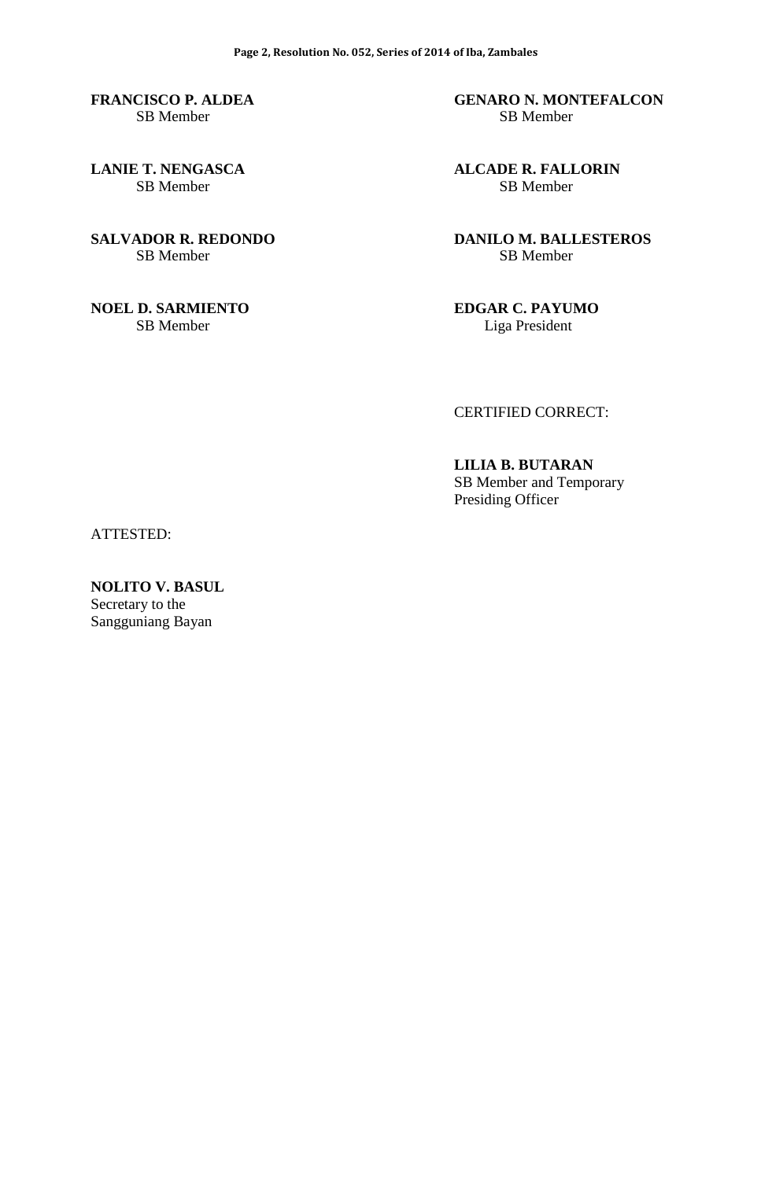**FRANCISCO P. ALDEA**
SB Member

**GENARO N. MONTEFALCON**
SB Member

**LANIE T. NENGASCA**
SB Member

**ALCADE R. FALLORIN**
SB Member

**SALVADOR R. REDONDO**
SB Member

**DANILO M. BALLESTEROS**
SB Member

**NOEL D. SARMIENTO**
SB Member

**EDGAR C. PAYUMO**
Liga President

CERTIFIED CORRECT:

**LILIA B. BUTARAN**
SB Member and Temporary
Presiding Officer

ATTESTED:

**NOLITO V. BASUL**
Secretary to the
Sangguniang Bayan